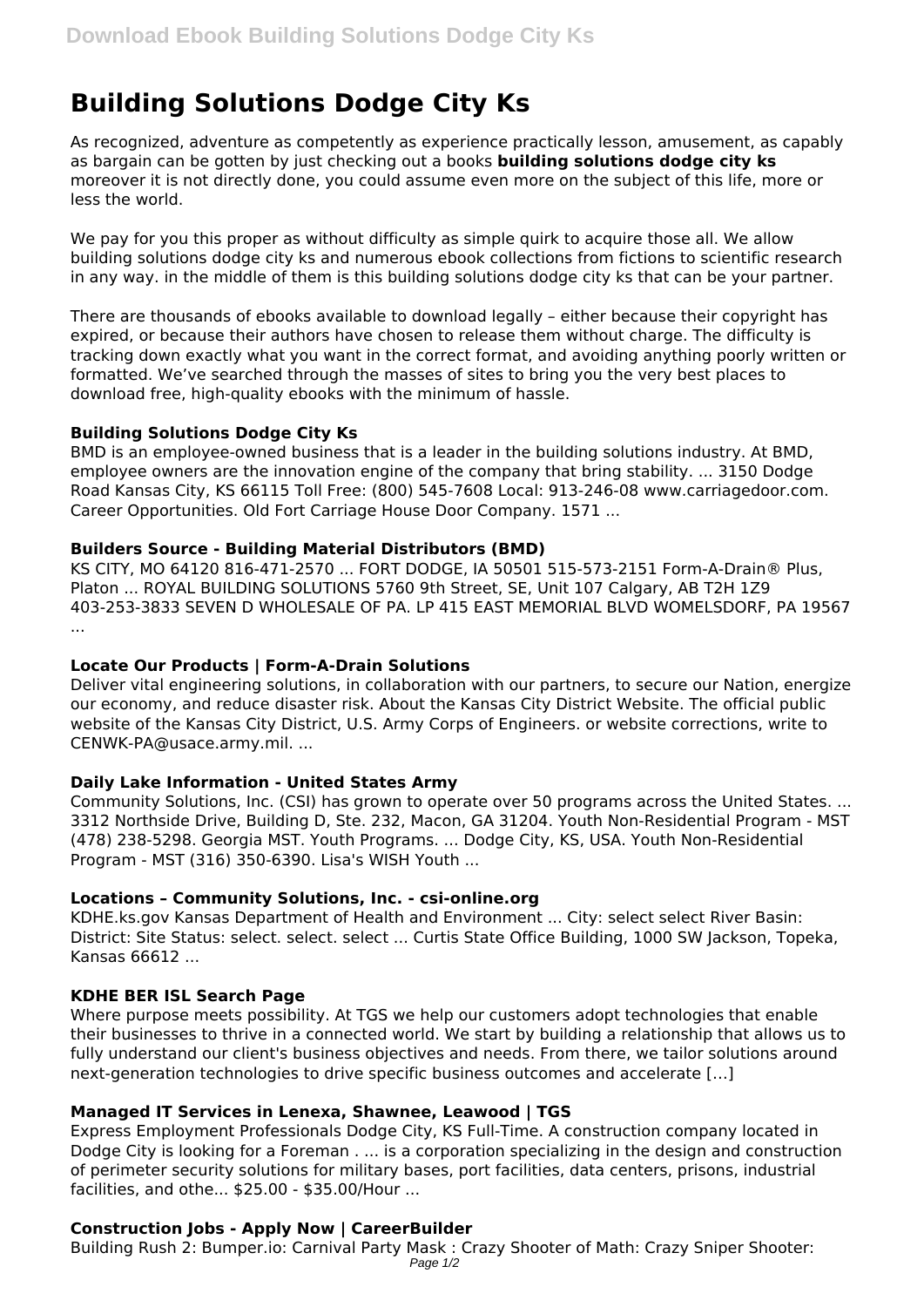# Building Solutions Dodge City Ks

As recognized, adventure as competently as experience practically lesson, amusement, as capably as bargain can be gotten by just checking out a books **building solutions dodge city ks** moreover it is not directly done, you could assume even more on the subject of this life, more or less the world.

We pay for you this proper as without difficulty as simple quirk to acquire those all. We allow building solutions dodge city ks and numerous ebook collections from fictions to scientific research in any way. in the middle of them is this building solutions dodge city ks that can be your partner.

There are thousands of ebooks available to download legally – either because their copyright has expired, or because their authors have chosen to release them without charge. The difficulty is tracking down exactly what you want in the correct format, and avoiding anything poorly written or formatted. We've searched through the masses of sites to bring you the very best places to download free, high-quality ebooks with the minimum of hassle.

### Building Solutions Dodge City Ks

BMD is an employee-owned business that is a leader in the building solutions industry. At BMD, employee owners are the innovation engine of the company that bring stability. ... 3150 Dodge Road Kansas City, KS 66115 Toll Free: (800) 545-7608 Local: 913-246-08 www.carriagedoor.com. Career Opportunities. Old Fort Carriage House Door Company. 1571 ...

### Builders Source - Building Material Distributors (BMD)

KS CITY, MO 64120 816-471-2570 ... FORT DODGE, IA 50501 515-573-2151 Form-A-Drain® Plus, Platon ... ROYAL BUILDING SOLUTIONS 5760 9th Street, SE, Unit 107 Calgary, AB T2H 1Z9 403-253-3833 SEVEN D WHOLESALE OF PA. LP 415 EAST MEMORIAL BLVD WOMELSDORF, PA 19567 ...

### Locate Our Products | Form-A-Drain Solutions

Deliver vital engineering solutions, in collaboration with our partners, to secure our Nation, energize our economy, and reduce disaster risk. About the Kansas City District Website. The official public website of the Kansas City District, U.S. Army Corps of Engineers. or website corrections, write to CENWK-PA@usace.army.mil. ...

### Daily Lake Information - United States Army

Community Solutions, Inc. (CSI) has grown to operate over 50 programs across the United States. ... 3312 Northside Drive, Building D, Ste. 232, Macon, GA 31204. Youth Non-Residential Program - MST (478) 238-5298. Georgia MST. Youth Programs. ... Dodge City, KS, USA. Youth Non-Residential Program - MST (316) 350-6390. Lisa's WISH Youth ...

### Locations – Community Solutions, Inc. - csi-online.org

KDHE.ks.gov Kansas Department of Health and Environment ... City: select select River Basin: District: Site Status: select. select. select ... Curtis State Office Building, 1000 SW Jackson, Topeka, Kansas 66612 ...

### KDHE BER ISL Search Page

Where purpose meets possibility. At TGS we help our customers adopt technologies that enable their businesses to thrive in a connected world. We start by building a relationship that allows us to fully understand our client's business objectives and needs. From there, we tailor solutions around next-generation technologies to drive specific business outcomes and accelerate […]

### Managed IT Services in Lenexa, Shawnee, Leawood | TGS

Express Employment Professionals Dodge City, KS Full-Time. A construction company located in Dodge City is looking for a Foreman . ... is a corporation specializing in the design and construction of perimeter security solutions for military bases, port facilities, data centers, prisons, industrial facilities, and othe... $25.00 - $35.00/Hour ...

### Construction Jobs - Apply Now | CareerBuilder

Building Rush 2: Bumper.io: Carnival Party Mask : Crazy Shooter of Math: Crazy Sniper Shooter: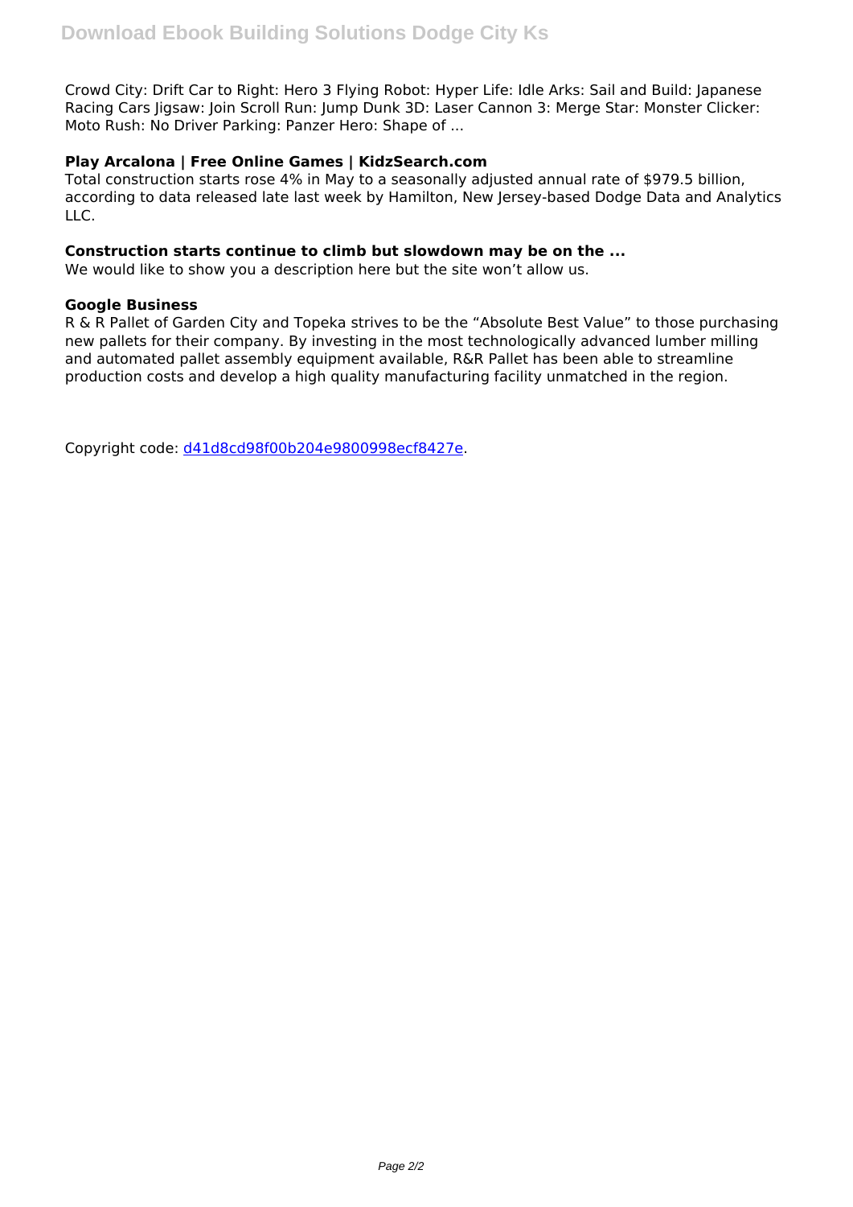Crowd City: Drift Car to Right: Hero 3 Flying Robot: Hyper Life: Idle Arks: Sail and Build: Japanese Racing Cars Jigsaw: Join Scroll Run: Jump Dunk 3D: Laser Cannon 3: Merge Star: Monster Clicker: Moto Rush: No Driver Parking: Panzer Hero: Shape of ...

**Play Arcalona | Free Online Games | KidzSearch.com**

Total construction starts rose 4% in May to a seasonally adjusted annual rate of $979.5 billion, according to data released late last week by Hamilton, New Jersey-based Dodge Data and Analytics LLC.

**Construction starts continue to climb but slowdown may be on the ...**

We would like to show you a description here but the site won't allow us.

**Google Business**

R & R Pallet of Garden City and Topeka strives to be the "Absolute Best Value" to those purchasing new pallets for their company. By investing in the most technologically advanced lumber milling and automated pallet assembly equipment available, R&R Pallet has been able to streamline production costs and develop a high quality manufacturing facility unmatched in the region.

Copyright code: d41d8cd98f00b204e9800998ecf8427e.